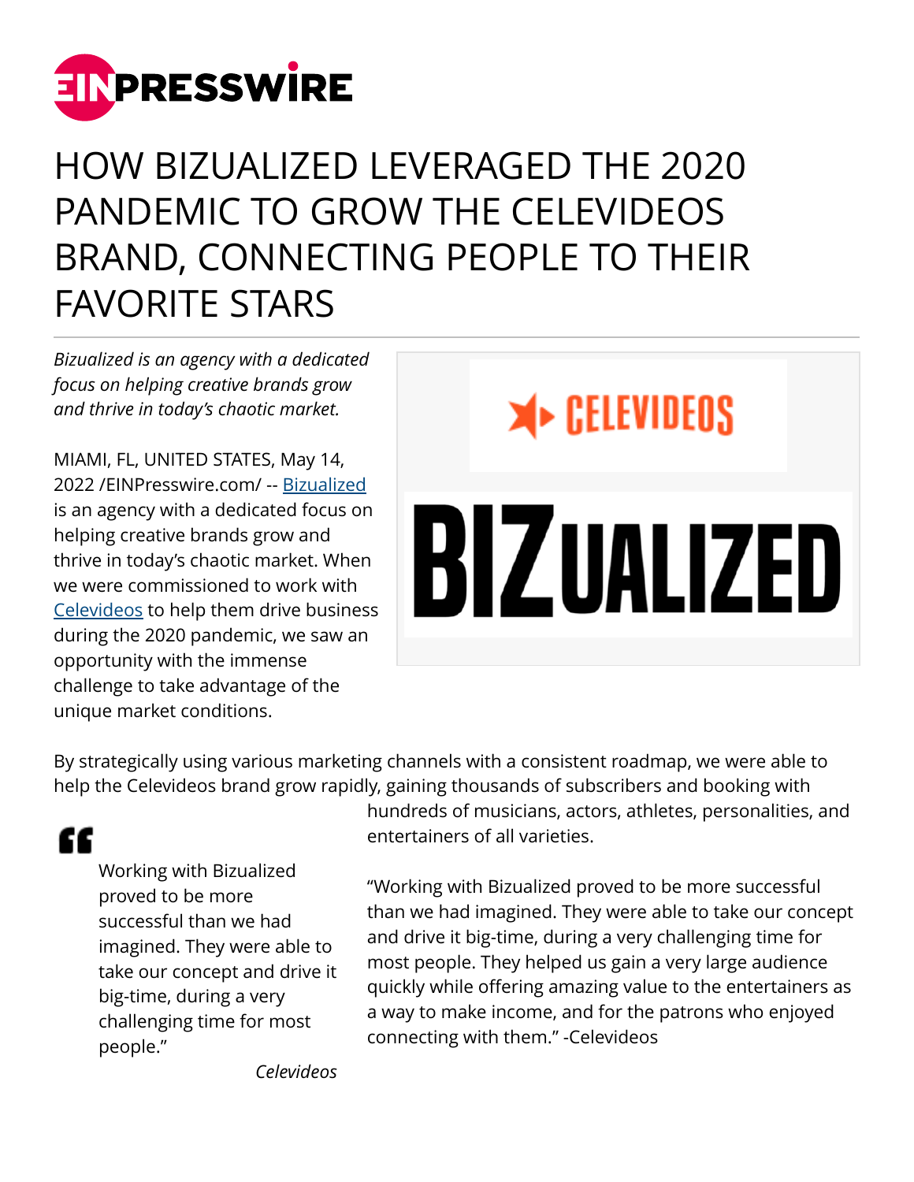# HOW BIZUALIZED LEVERAGED THE 2020 PANDEMIC TO GROW THE CELEVIDEOS BRAND, CONNECTING PEOPLE TO THEIR FAVORITE STARS

*Bizualized is an agency with a dedicated focus on helping creative brands grow and thrive in today's chaotic market.*

MIAMI, FL, UNITED STATES, May 14, 2022 /EINPresswire.com/ -- Bizualized is an agency with a dedicated focus on helping creative brands grow and thrive in today's chaotic market. When we were commissioned to work with Celevideos to help them drive business during the 2020 pandemic, we saw an opportunity with the immense challenge to take advantage of the unique market conditions.

By strategically using various marketing channels with a consistent roadmap, we were able to help the Celevideos brand grow rapidly, gaining thousands of subscribers and booking with hundreds of musicians, actors, athletes, personalities, and entertainers of all varieties.

> Working with Bizualized proved to be more successful than we had imagined. They were able to take our concept and drive it big-time, during a very challenging time for most people."
>
> *Celevideos*

"Working with Bizualized proved to be more successful than we had imagined. They were able to take our concept and drive it big-time, during a very challenging time for most people. They helped us gain a very large audience quickly while offering amazing value to the entertainers as a way to make income, and for the patrons who enjoyed connecting with them." -Celevideos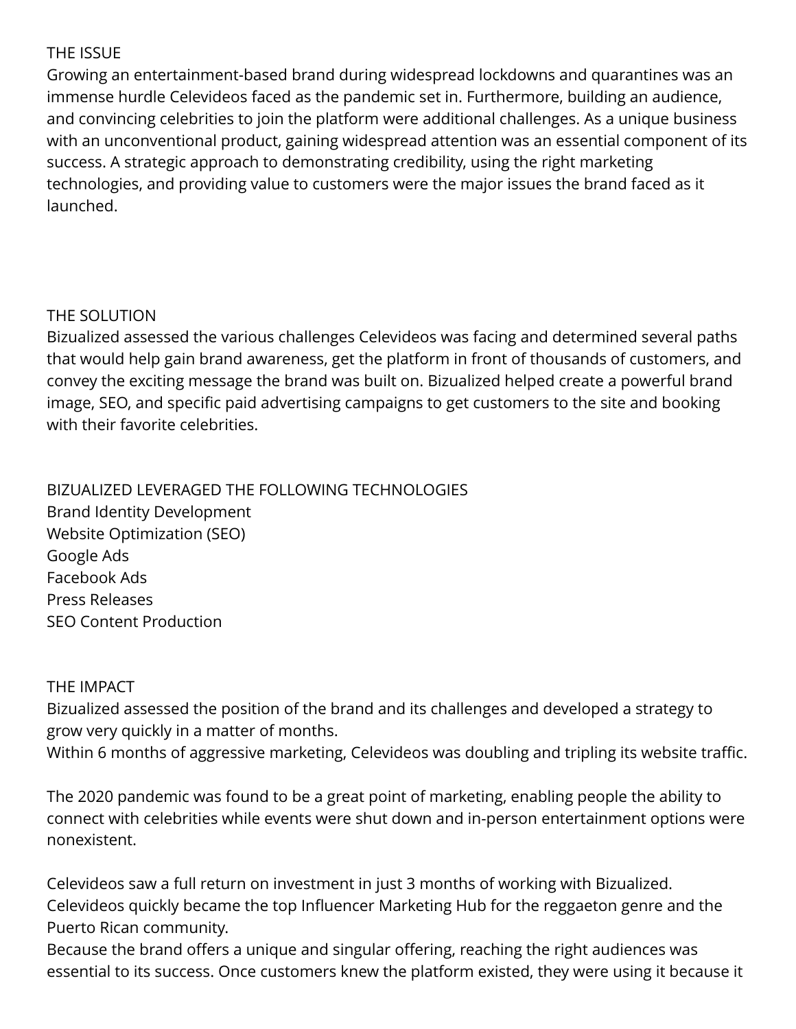## THE ISSUE

Growing an entertainment-based brand during widespread lockdowns and quarantines was an immense hurdle Celevideos faced as the pandemic set in. Furthermore, building an audience, and convincing celebrities to join the platform were additional challenges. As a unique business with an unconventional product, gaining widespread attention was an essential component of its success. A strategic approach to demonstrating credibility, using the right marketing technologies, and providing value to customers were the major issues the brand faced as it launched.

## THE SOLUTION

Bizualized assessed the various challenges Celevideos was facing and determined several paths that would help gain brand awareness, get the platform in front of thousands of customers, and convey the exciting message the brand was built on. Bizualized helped create a powerful brand image, SEO, and specific paid advertising campaigns to get customers to the site and booking with their favorite celebrities.

## BIZUALIZED LEVERAGED THE FOLLOWING TECHNOLOGIES

Brand Identity Development
Website Optimization (SEO)
Google Ads
Facebook Ads
Press Releases
SEO Content Production

## THE IMPACT

Bizualized assessed the position of the brand and its challenges and developed a strategy to grow very quickly in a matter of months.
Within 6 months of aggressive marketing, Celevideos was doubling and tripling its website traffic.

The 2020 pandemic was found to be a great point of marketing, enabling people the ability to connect with celebrities while events were shut down and in-person entertainment options were nonexistent.

Celevideos saw a full return on investment in just 3 months of working with Bizualized.
Celevideos quickly became the top Influencer Marketing Hub for the reggaeton genre and the Puerto Rican community.
Because the brand offers a unique and singular offering, reaching the right audiences was essential to its success. Once customers knew the platform existed, they were using it because it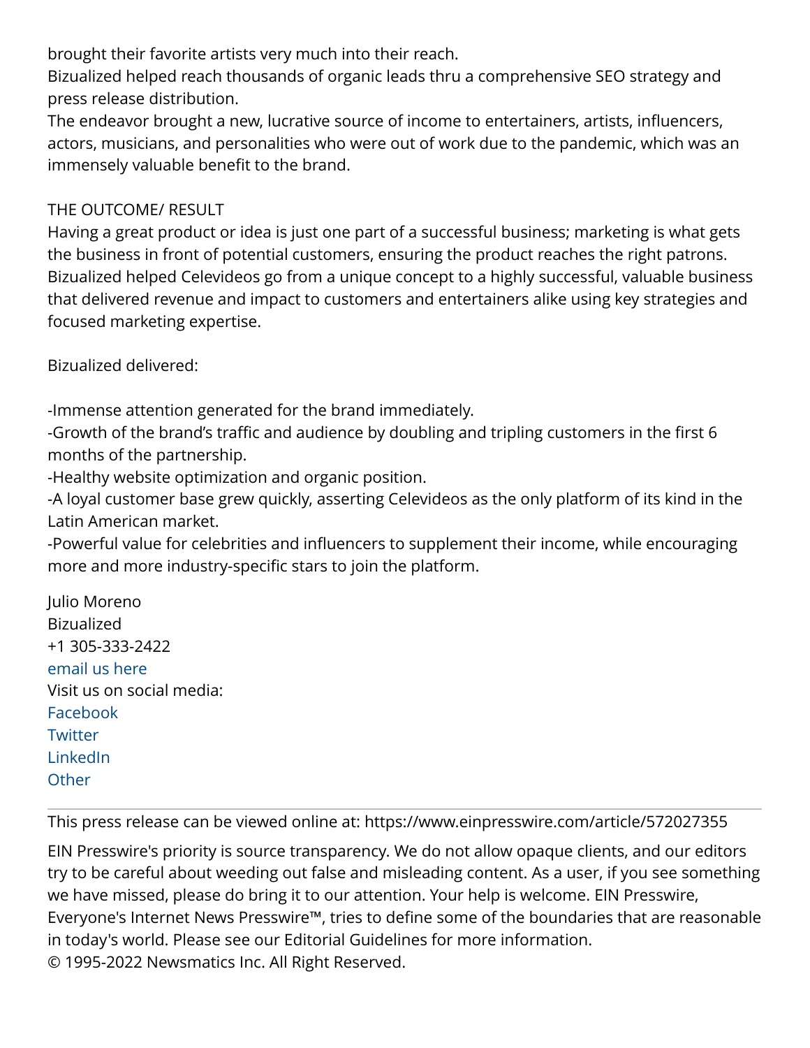brought their favorite artists very much into their reach.
Bizualized helped reach thousands of organic leads thru a comprehensive SEO strategy and press release distribution.
The endeavor brought a new, lucrative source of income to entertainers, artists, influencers, actors, musicians, and personalities who were out of work due to the pandemic, which was an immensely valuable benefit to the brand.

THE OUTCOME/ RESULT
Having a great product or idea is just one part of a successful business; marketing is what gets the business in front of potential customers, ensuring the product reaches the right patrons. Bizualized helped Celevideos go from a unique concept to a highly successful, valuable business that delivered revenue and impact to customers and entertainers alike using key strategies and focused marketing expertise.

Bizualized delivered:

-Immense attention generated for the brand immediately.
-Growth of the brand's traffic and audience by doubling and tripling customers in the first 6 months of the partnership.
-Healthy website optimization and organic position.
-A loyal customer base grew quickly, asserting Celevideos as the only platform of its kind in the Latin American market.
-Powerful value for celebrities and influencers to supplement their income, while encouraging more and more industry-specific stars to join the platform.

Julio Moreno
Bizualized
+1 305-333-2422
email us here
Visit us on social media:
Facebook
Twitter
LinkedIn
Other

---

This press release can be viewed online at: https://www.einpresswire.com/article/572027355

EIN Presswire's priority is source transparency. We do not allow opaque clients, and our editors try to be careful about weeding out false and misleading content. As a user, if you see something we have missed, please do bring it to our attention. Your help is welcome. EIN Presswire, Everyone's Internet News Presswire™, tries to define some of the boundaries that are reasonable in today's world. Please see our Editorial Guidelines for more information.
© 1995-2022 Newsmatics Inc. All Right Reserved.